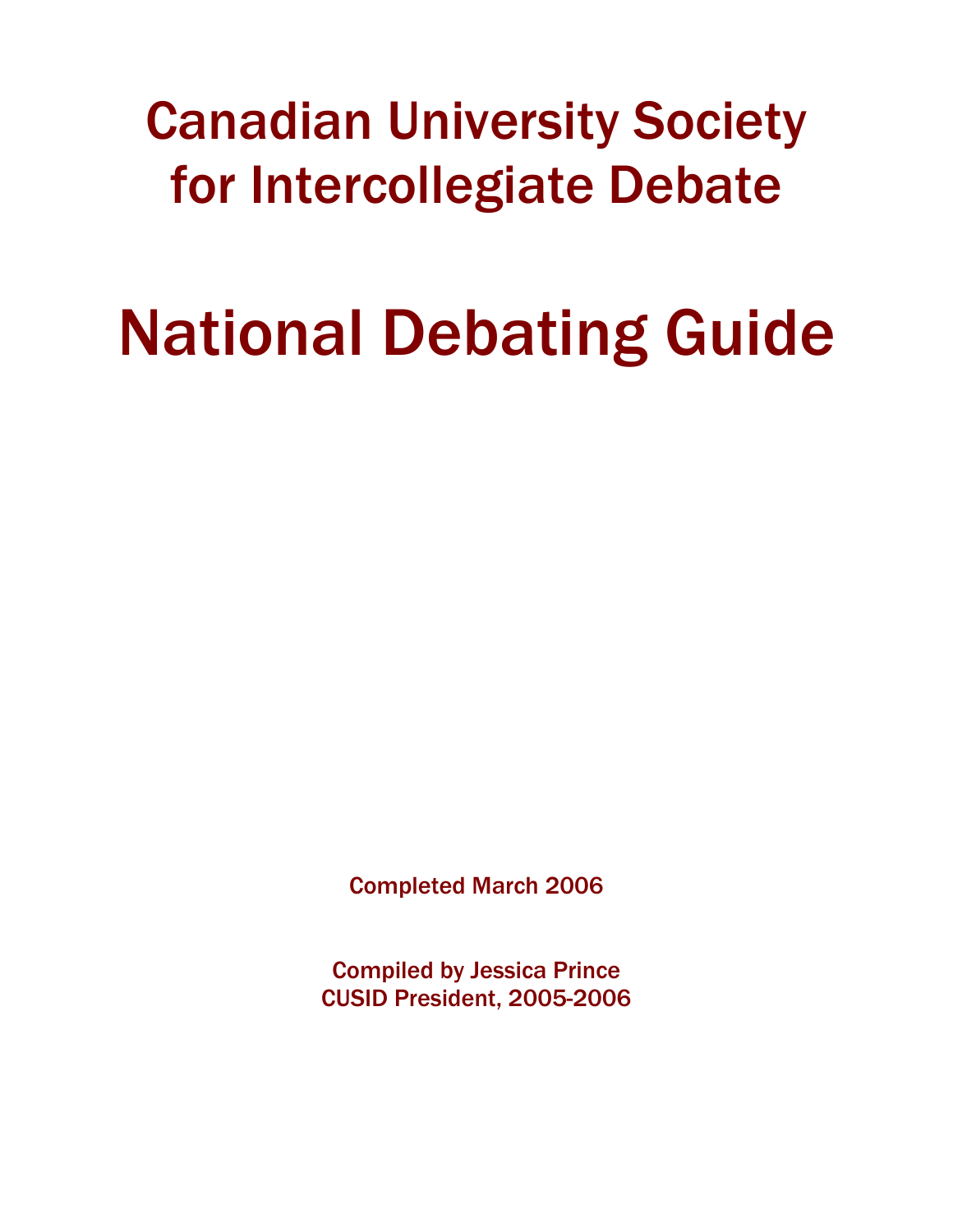# Canadian University Society for Intercollegiate Debate

# National Debating Guide

Completed March 2006

Compiled by Jessica Prince
CUSID President, 2005-2006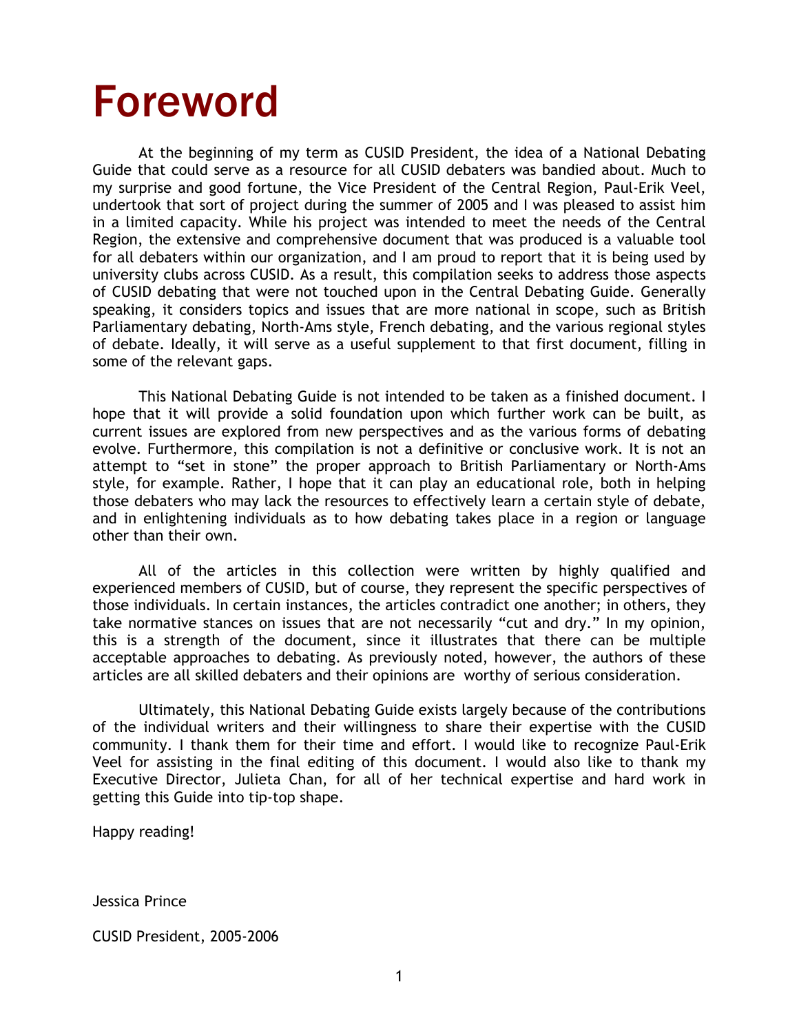# Foreword

At the beginning of my term as CUSID President, the idea of a National Debating Guide that could serve as a resource for all CUSID debaters was bandied about. Much to my surprise and good fortune, the Vice President of the Central Region, Paul-Erik Veel, undertook that sort of project during the summer of 2005 and I was pleased to assist him in a limited capacity. While his project was intended to meet the needs of the Central Region, the extensive and comprehensive document that was produced is a valuable tool for all debaters within our organization, and I am proud to report that it is being used by university clubs across CUSID. As a result, this compilation seeks to address those aspects of CUSID debating that were not touched upon in the Central Debating Guide. Generally speaking, it considers topics and issues that are more national in scope, such as British Parliamentary debating, North-Ams style, French debating, and the various regional styles of debate. Ideally, it will serve as a useful supplement to that first document, filling in some of the relevant gaps.

This National Debating Guide is not intended to be taken as a finished document. I hope that it will provide a solid foundation upon which further work can be built, as current issues are explored from new perspectives and as the various forms of debating evolve. Furthermore, this compilation is not a definitive or conclusive work. It is not an attempt to "set in stone" the proper approach to British Parliamentary or North-Ams style, for example. Rather, I hope that it can play an educational role, both in helping those debaters who may lack the resources to effectively learn a certain style of debate, and in enlightening individuals as to how debating takes place in a region or language other than their own.

All of the articles in this collection were written by highly qualified and experienced members of CUSID, but of course, they represent the specific perspectives of those individuals. In certain instances, the articles contradict one another; in others, they take normative stances on issues that are not necessarily "cut and dry." In my opinion, this is a strength of the document, since it illustrates that there can be multiple acceptable approaches to debating. As previously noted, however, the authors of these articles are all skilled debaters and their opinions are worthy of serious consideration.

Ultimately, this National Debating Guide exists largely because of the contributions of the individual writers and their willingness to share their expertise with the CUSID community. I thank them for their time and effort. I would like to recognize Paul-Erik Veel for assisting in the final editing of this document. I would also like to thank my Executive Director, Julieta Chan, for all of her technical expertise and hard work in getting this Guide into tip-top shape.

Happy reading!

Jessica Prince

CUSID President, 2005-2006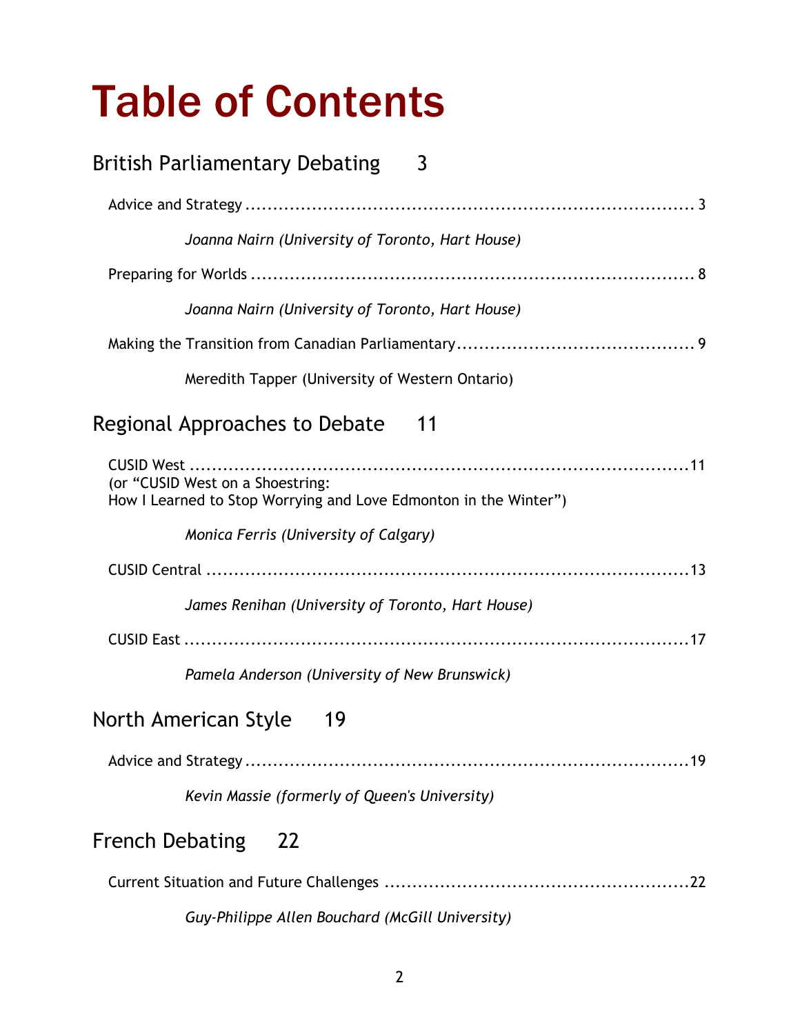# Table of Contents

## British Parliamentary Debating 3

Advice and Strategy ........ 3

*Joanna Nairn (University of Toronto, Hart House)*

Preparing for Worlds ........ 8

*Joanna Nairn (University of Toronto, Hart House)*

Making the Transition from Canadian Parliamentary ........ 9

Meredith Tapper (University of Western Ontario)

## Regional Approaches to Debate 11

CUSID West ........ 11
(or "CUSID West on a Shoestring:
How I Learned to Stop Worrying and Love Edmonton in the Winter")

*Monica Ferris (University of Calgary)*

CUSID Central ........ 13

*James Renihan (University of Toronto, Hart House)*

CUSID East ........ 17

*Pamela Anderson (University of New Brunswick)*

## North American Style 19

Advice and Strategy ........ 19

*Kevin Massie (formerly of Queen's University)*

## French Debating 22

Current Situation and Future Challenges ........ 22

*Guy-Philippe Allen Bouchard (McGill University)*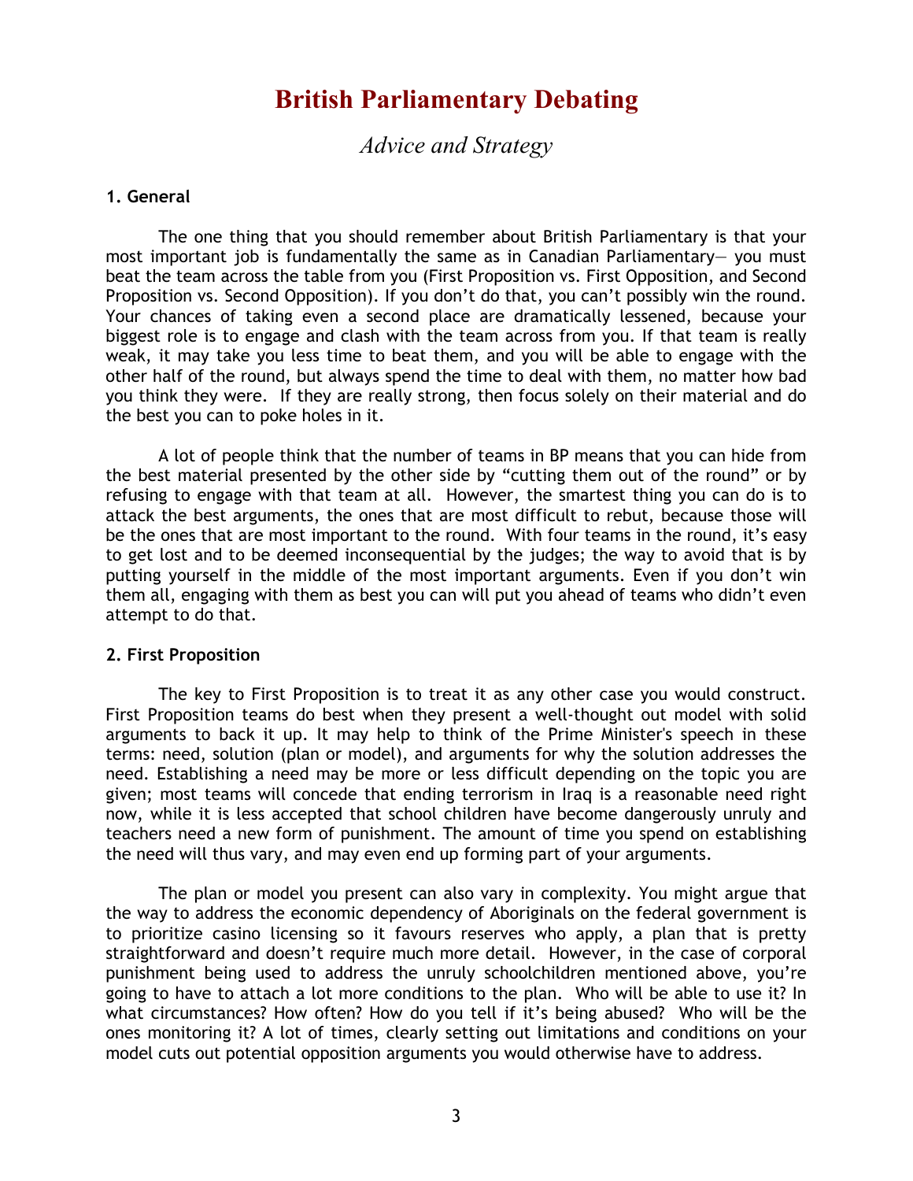# British Parliamentary Debating

*Advice and Strategy*

**1. General**

The one thing that you should remember about British Parliamentary is that your most important job is fundamentally the same as in Canadian Parliamentary— you must beat the team across the table from you (First Proposition vs. First Opposition, and Second Proposition vs. Second Opposition). If you don't do that, you can't possibly win the round. Your chances of taking even a second place are dramatically lessened, because your biggest role is to engage and clash with the team across from you. If that team is really weak, it may take you less time to beat them, and you will be able to engage with the other half of the round, but always spend the time to deal with them, no matter how bad you think they were. If they are really strong, then focus solely on their material and do the best you can to poke holes in it.

A lot of people think that the number of teams in BP means that you can hide from the best material presented by the other side by "cutting them out of the round" or by refusing to engage with that team at all. However, the smartest thing you can do is to attack the best arguments, the ones that are most difficult to rebut, because those will be the ones that are most important to the round. With four teams in the round, it's easy to get lost and to be deemed inconsequential by the judges; the way to avoid that is by putting yourself in the middle of the most important arguments. Even if you don't win them all, engaging with them as best you can will put you ahead of teams who didn't even attempt to do that.

**2. First Proposition**

The key to First Proposition is to treat it as any other case you would construct. First Proposition teams do best when they present a well-thought out model with solid arguments to back it up. It may help to think of the Prime Minister's speech in these terms: need, solution (plan or model), and arguments for why the solution addresses the need. Establishing a need may be more or less difficult depending on the topic you are given; most teams will concede that ending terrorism in Iraq is a reasonable need right now, while it is less accepted that school children have become dangerously unruly and teachers need a new form of punishment. The amount of time you spend on establishing the need will thus vary, and may even end up forming part of your arguments.

The plan or model you present can also vary in complexity. You might argue that the way to address the economic dependency of Aboriginals on the federal government is to prioritize casino licensing so it favours reserves who apply, a plan that is pretty straightforward and doesn't require much more detail. However, in the case of corporal punishment being used to address the unruly schoolchildren mentioned above, you're going to have to attach a lot more conditions to the plan. Who will be able to use it? In what circumstances? How often? How do you tell if it's being abused? Who will be the ones monitoring it? A lot of times, clearly setting out limitations and conditions on your model cuts out potential opposition arguments you would otherwise have to address.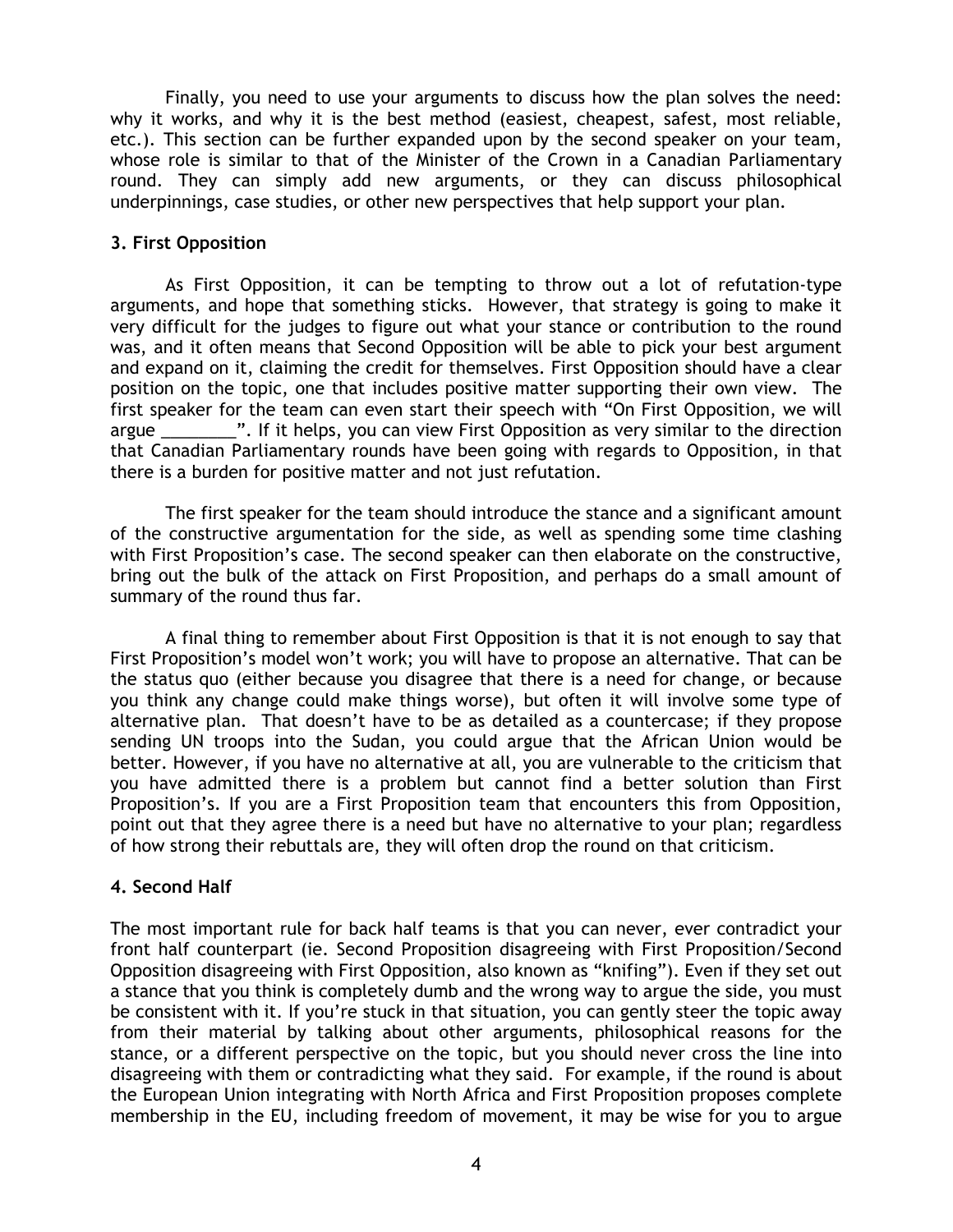Finally, you need to use your arguments to discuss how the plan solves the need: why it works, and why it is the best method (easiest, cheapest, safest, most reliable, etc.). This section can be further expanded upon by the second speaker on your team, whose role is similar to that of the Minister of the Crown in a Canadian Parliamentary round. They can simply add new arguments, or they can discuss philosophical underpinnings, case studies, or other new perspectives that help support your plan.

### 3. First Opposition

As First Opposition, it can be tempting to throw out a lot of refutation-type arguments, and hope that something sticks. However, that strategy is going to make it very difficult for the judges to figure out what your stance or contribution to the round was, and it often means that Second Opposition will be able to pick your best argument and expand on it, claiming the credit for themselves. First Opposition should have a clear position on the topic, one that includes positive matter supporting their own view. The first speaker for the team can even start their speech with "On First Opposition, we will argue ________". If it helps, you can view First Opposition as very similar to the direction that Canadian Parliamentary rounds have been going with regards to Opposition, in that there is a burden for positive matter and not just refutation.

The first speaker for the team should introduce the stance and a significant amount of the constructive argumentation for the side, as well as spending some time clashing with First Proposition's case. The second speaker can then elaborate on the constructive, bring out the bulk of the attack on First Proposition, and perhaps do a small amount of summary of the round thus far.

A final thing to remember about First Opposition is that it is not enough to say that First Proposition's model won't work; you will have to propose an alternative. That can be the status quo (either because you disagree that there is a need for change, or because you think any change could make things worse), but often it will involve some type of alternative plan. That doesn't have to be as detailed as a countercase; if they propose sending UN troops into the Sudan, you could argue that the African Union would be better. However, if you have no alternative at all, you are vulnerable to the criticism that you have admitted there is a problem but cannot find a better solution than First Proposition's. If you are a First Proposition team that encounters this from Opposition, point out that they agree there is a need but have no alternative to your plan; regardless of how strong their rebuttals are, they will often drop the round on that criticism.

### 4. Second Half

The most important rule for back half teams is that you can never, ever contradict your front half counterpart (ie. Second Proposition disagreeing with First Proposition/Second Opposition disagreeing with First Opposition, also known as "knifing"). Even if they set out a stance that you think is completely dumb and the wrong way to argue the side, you must be consistent with it. If you're stuck in that situation, you can gently steer the topic away from their material by talking about other arguments, philosophical reasons for the stance, or a different perspective on the topic, but you should never cross the line into disagreeing with them or contradicting what they said. For example, if the round is about the European Union integrating with North Africa and First Proposition proposes complete membership in the EU, including freedom of movement, it may be wise for you to argue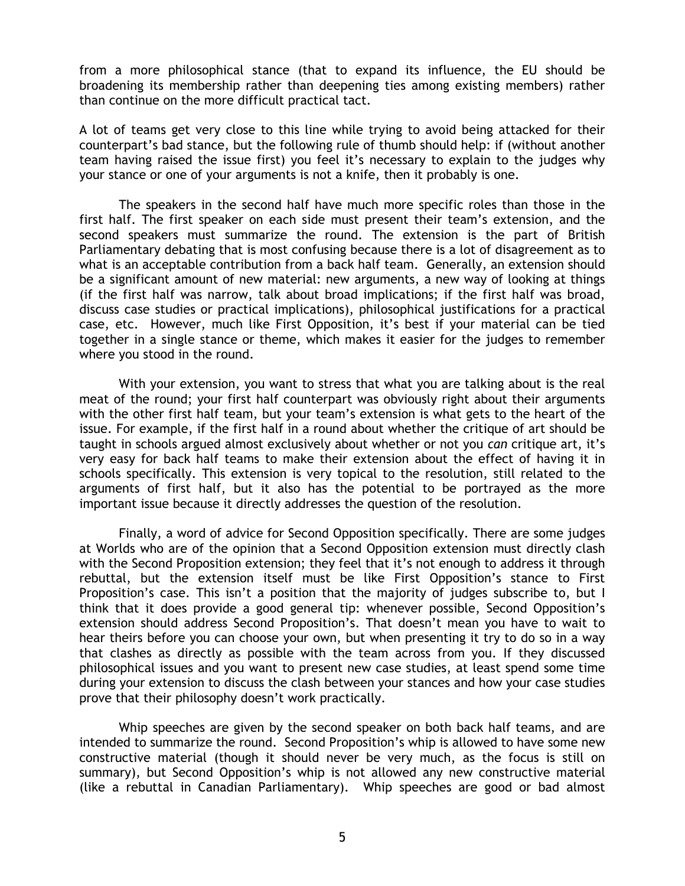from a more philosophical stance (that to expand its influence, the EU should be broadening its membership rather than deepening ties among existing members) rather than continue on the more difficult practical tact.

A lot of teams get very close to this line while trying to avoid being attacked for their counterpart's bad stance, but the following rule of thumb should help: if (without another team having raised the issue first) you feel it's necessary to explain to the judges why your stance or one of your arguments is not a knife, then it probably is one.

The speakers in the second half have much more specific roles than those in the first half. The first speaker on each side must present their team's extension, and the second speakers must summarize the round. The extension is the part of British Parliamentary debating that is most confusing because there is a lot of disagreement as to what is an acceptable contribution from a back half team. Generally, an extension should be a significant amount of new material: new arguments, a new way of looking at things (if the first half was narrow, talk about broad implications; if the first half was broad, discuss case studies or practical implications), philosophical justifications for a practical case, etc. However, much like First Opposition, it's best if your material can be tied together in a single stance or theme, which makes it easier for the judges to remember where you stood in the round.

With your extension, you want to stress that what you are talking about is the real meat of the round; your first half counterpart was obviously right about their arguments with the other first half team, but your team's extension is what gets to the heart of the issue. For example, if the first half in a round about whether the critique of art should be taught in schools argued almost exclusively about whether or not you *can* critique art, it's very easy for back half teams to make their extension about the effect of having it in schools specifically. This extension is very topical to the resolution, still related to the arguments of first half, but it also has the potential to be portrayed as the more important issue because it directly addresses the question of the resolution.

Finally, a word of advice for Second Opposition specifically. There are some judges at Worlds who are of the opinion that a Second Opposition extension must directly clash with the Second Proposition extension; they feel that it's not enough to address it through rebuttal, but the extension itself must be like First Opposition's stance to First Proposition's case. This isn't a position that the majority of judges subscribe to, but I think that it does provide a good general tip: whenever possible, Second Opposition's extension should address Second Proposition's. That doesn't mean you have to wait to hear theirs before you can choose your own, but when presenting it try to do so in a way that clashes as directly as possible with the team across from you. If they discussed philosophical issues and you want to present new case studies, at least spend some time during your extension to discuss the clash between your stances and how your case studies prove that their philosophy doesn't work practically.

Whip speeches are given by the second speaker on both back half teams, and are intended to summarize the round. Second Proposition's whip is allowed to have some new constructive material (though it should never be very much, as the focus is still on summary), but Second Opposition's whip is not allowed any new constructive material (like a rebuttal in Canadian Parliamentary). Whip speeches are good or bad almost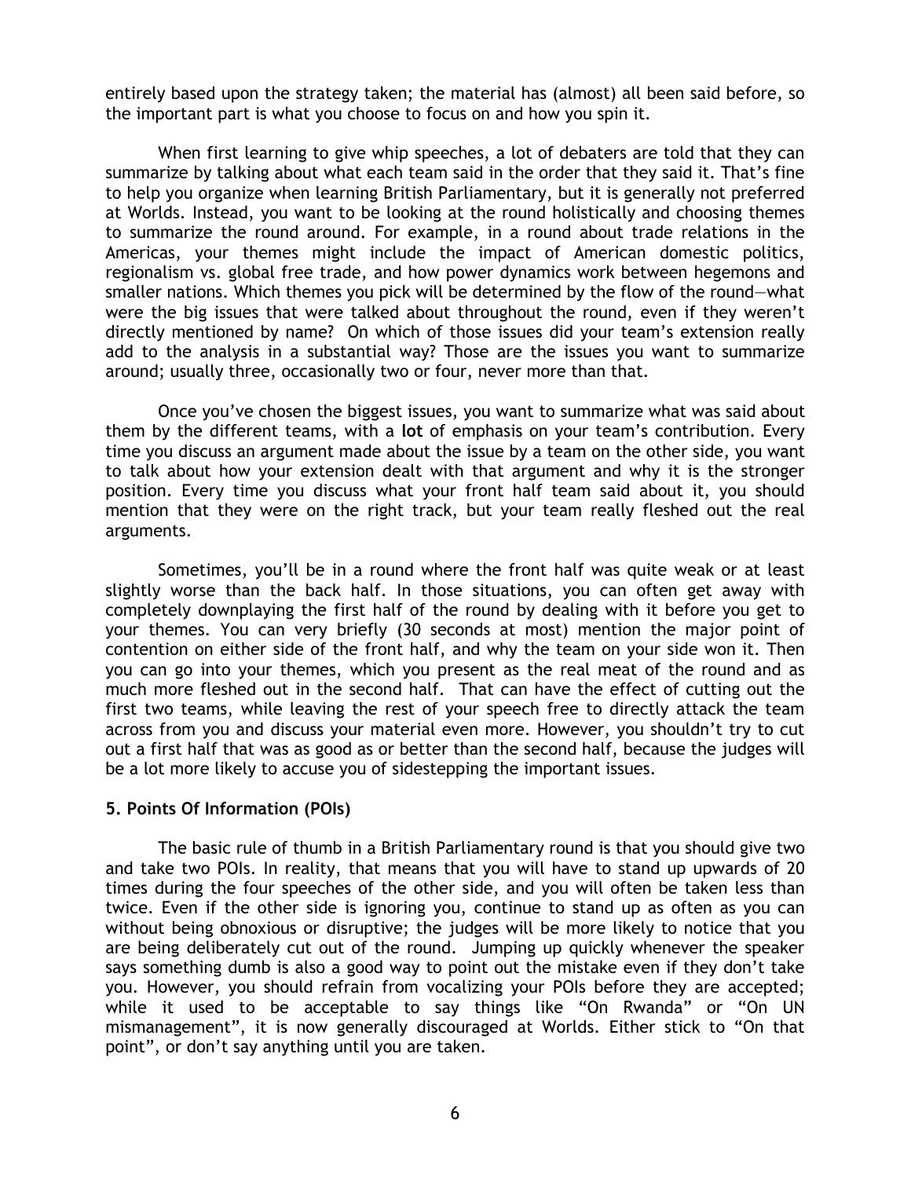entirely based upon the strategy taken; the material has (almost) all been said before, so the important part is what you choose to focus on and how you spin it.

When first learning to give whip speeches, a lot of debaters are told that they can summarize by talking about what each team said in the order that they said it. That's fine to help you organize when learning British Parliamentary, but it is generally not preferred at Worlds. Instead, you want to be looking at the round holistically and choosing themes to summarize the round around. For example, in a round about trade relations in the Americas, your themes might include the impact of American domestic politics, regionalism vs. global free trade, and how power dynamics work between hegemons and smaller nations. Which themes you pick will be determined by the flow of the round—what were the big issues that were talked about throughout the round, even if they weren't directly mentioned by name? On which of those issues did your team's extension really add to the analysis in a substantial way? Those are the issues you want to summarize around; usually three, occasionally two or four, never more than that.

Once you've chosen the biggest issues, you want to summarize what was said about them by the different teams, with a **lot** of emphasis on your team's contribution. Every time you discuss an argument made about the issue by a team on the other side, you want to talk about how your extension dealt with that argument and why it is the stronger position. Every time you discuss what your front half team said about it, you should mention that they were on the right track, but your team really fleshed out the real arguments.

Sometimes, you'll be in a round where the front half was quite weak or at least slightly worse than the back half. In those situations, you can often get away with completely downplaying the first half of the round by dealing with it before you get to your themes. You can very briefly (30 seconds at most) mention the major point of contention on either side of the front half, and why the team on your side won it. Then you can go into your themes, which you present as the real meat of the round and as much more fleshed out in the second half. That can have the effect of cutting out the first two teams, while leaving the rest of your speech free to directly attack the team across from you and discuss your material even more. However, you shouldn't try to cut out a first half that was as good as or better than the second half, because the judges will be a lot more likely to accuse you of sidestepping the important issues.

### 5. Points Of Information (POIs)

The basic rule of thumb in a British Parliamentary round is that you should give two and take two POIs. In reality, that means that you will have to stand up upwards of 20 times during the four speeches of the other side, and you will often be taken less than twice. Even if the other side is ignoring you, continue to stand up as often as you can without being obnoxious or disruptive; the judges will be more likely to notice that you are being deliberately cut out of the round. Jumping up quickly whenever the speaker says something dumb is also a good way to point out the mistake even if they don't take you. However, you should refrain from vocalizing your POIs before they are accepted; while it used to be acceptable to say things like "On Rwanda" or "On UN mismanagement", it is now generally discouraged at Worlds. Either stick to "On that point", or don't say anything until you are taken.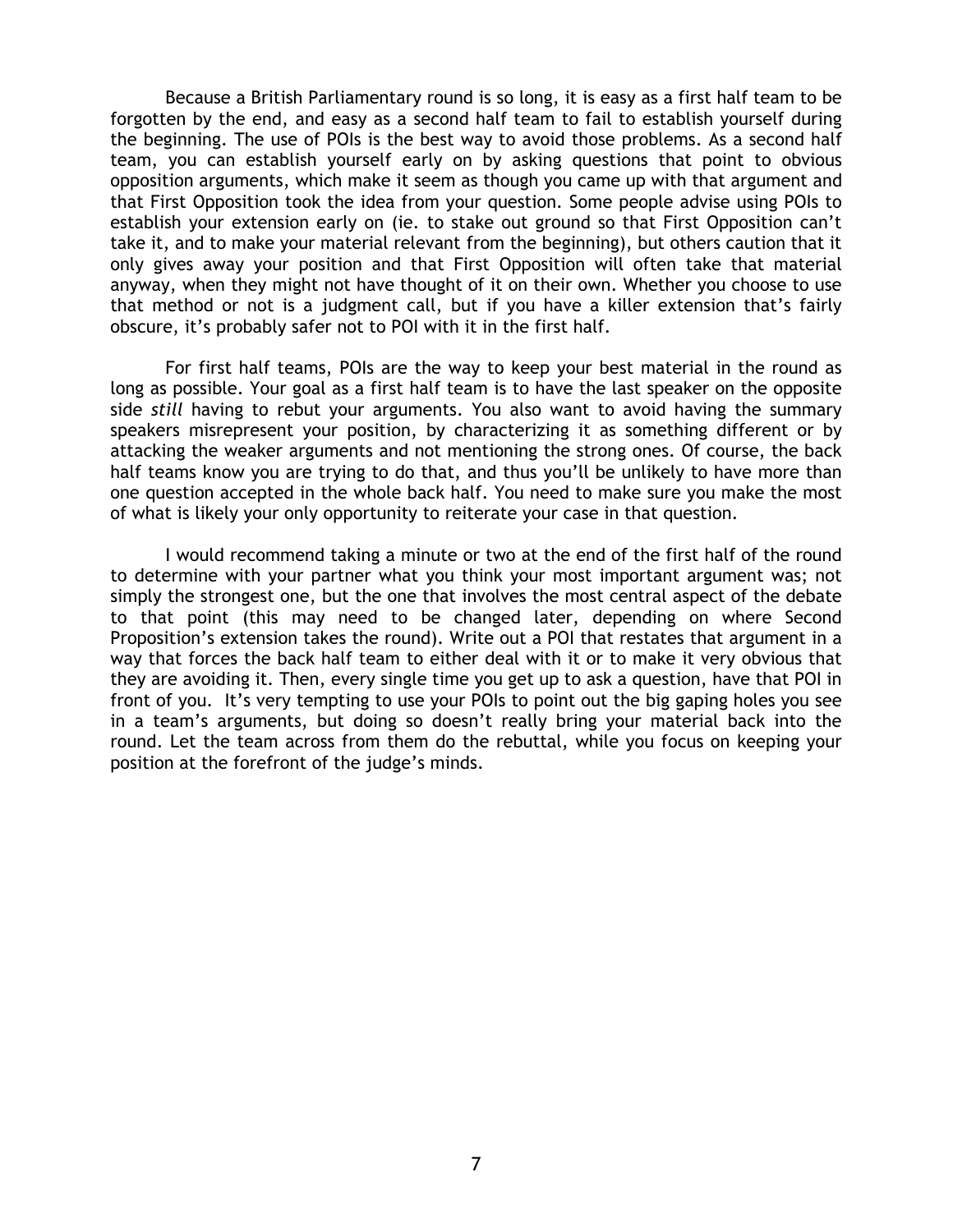Because a British Parliamentary round is so long, it is easy as a first half team to be forgotten by the end, and easy as a second half team to fail to establish yourself during the beginning. The use of POIs is the best way to avoid those problems. As a second half team, you can establish yourself early on by asking questions that point to obvious opposition arguments, which make it seem as though you came up with that argument and that First Opposition took the idea from your question. Some people advise using POIs to establish your extension early on (ie. to stake out ground so that First Opposition can't take it, and to make your material relevant from the beginning), but others caution that it only gives away your position and that First Opposition will often take that material anyway, when they might not have thought of it on their own. Whether you choose to use that method or not is a judgment call, but if you have a killer extension that's fairly obscure, it's probably safer not to POI with it in the first half.

For first half teams, POIs are the way to keep your best material in the round as long as possible. Your goal as a first half team is to have the last speaker on the opposite side *still* having to rebut your arguments. You also want to avoid having the summary speakers misrepresent your position, by characterizing it as something different or by attacking the weaker arguments and not mentioning the strong ones. Of course, the back half teams know you are trying to do that, and thus you'll be unlikely to have more than one question accepted in the whole back half. You need to make sure you make the most of what is likely your only opportunity to reiterate your case in that question.

I would recommend taking a minute or two at the end of the first half of the round to determine with your partner what you think your most important argument was; not simply the strongest one, but the one that involves the most central aspect of the debate to that point (this may need to be changed later, depending on where Second Proposition's extension takes the round). Write out a POI that restates that argument in a way that forces the back half team to either deal with it or to make it very obvious that they are avoiding it. Then, every single time you get up to ask a question, have that POI in front of you. It's very tempting to use your POIs to point out the big gaping holes you see in a team's arguments, but doing so doesn't really bring your material back into the round. Let the team across from them do the rebuttal, while you focus on keeping your position at the forefront of the judge's minds.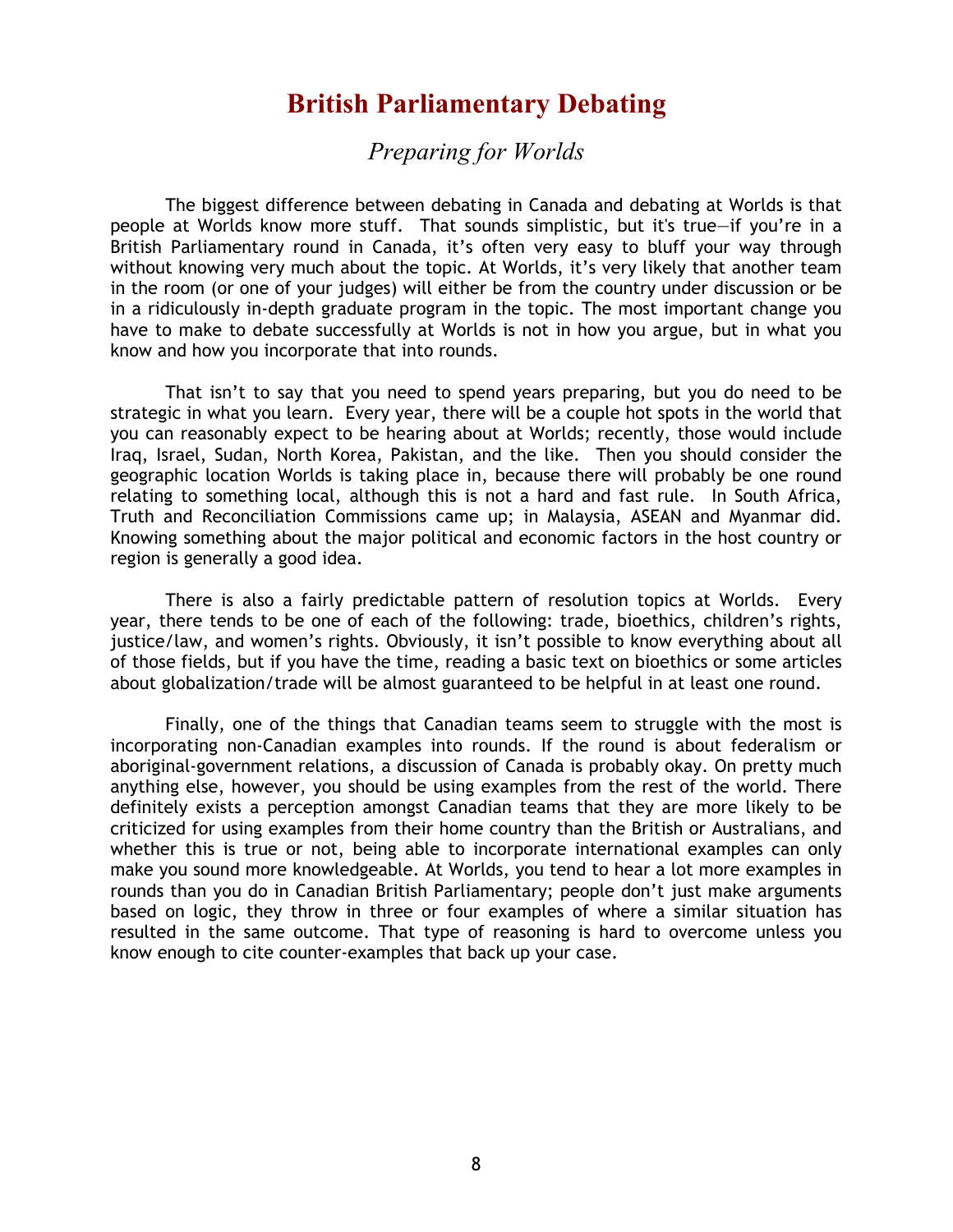# British Parliamentary Debating

## *Preparing for Worlds*

The biggest difference between debating in Canada and debating at Worlds is that people at Worlds know more stuff. That sounds simplistic, but it's true—if you're in a British Parliamentary round in Canada, it's often very easy to bluff your way through without knowing very much about the topic. At Worlds, it's very likely that another team in the room (or one of your judges) will either be from the country under discussion or be in a ridiculously in-depth graduate program in the topic. The most important change you have to make to debate successfully at Worlds is not in how you argue, but in what you know and how you incorporate that into rounds.

That isn't to say that you need to spend years preparing, but you do need to be strategic in what you learn. Every year, there will be a couple hot spots in the world that you can reasonably expect to be hearing about at Worlds; recently, those would include Iraq, Israel, Sudan, North Korea, Pakistan, and the like. Then you should consider the geographic location Worlds is taking place in, because there will probably be one round relating to something local, although this is not a hard and fast rule. In South Africa, Truth and Reconciliation Commissions came up; in Malaysia, ASEAN and Myanmar did. Knowing something about the major political and economic factors in the host country or region is generally a good idea.

There is also a fairly predictable pattern of resolution topics at Worlds. Every year, there tends to be one of each of the following: trade, bioethics, children's rights, justice/law, and women's rights. Obviously, it isn't possible to know everything about all of those fields, but if you have the time, reading a basic text on bioethics or some articles about globalization/trade will be almost guaranteed to be helpful in at least one round.

Finally, one of the things that Canadian teams seem to struggle with the most is incorporating non-Canadian examples into rounds. If the round is about federalism or aboriginal-government relations, a discussion of Canada is probably okay. On pretty much anything else, however, you should be using examples from the rest of the world. There definitely exists a perception amongst Canadian teams that they are more likely to be criticized for using examples from their home country than the British or Australians, and whether this is true or not, being able to incorporate international examples can only make you sound more knowledgeable. At Worlds, you tend to hear a lot more examples in rounds than you do in Canadian British Parliamentary; people don't just make arguments based on logic, they throw in three or four examples of where a similar situation has resulted in the same outcome. That type of reasoning is hard to overcome unless you know enough to cite counter-examples that back up your case.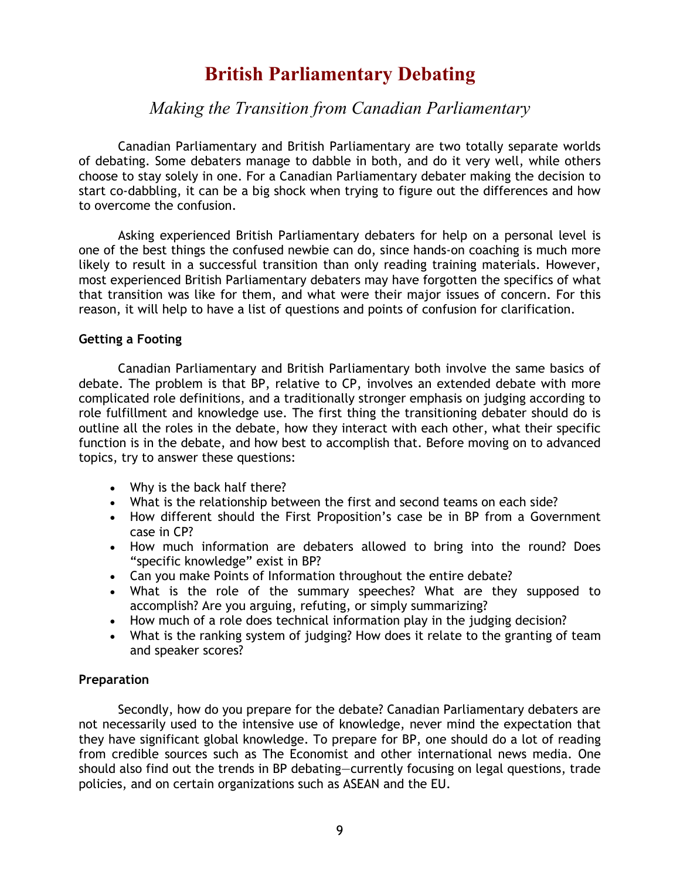# British Parliamentary Debating

## *Making the Transition from Canadian Parliamentary*

Canadian Parliamentary and British Parliamentary are two totally separate worlds of debating. Some debaters manage to dabble in both, and do it very well, while others choose to stay solely in one. For a Canadian Parliamentary debater making the decision to start co-dabbling, it can be a big shock when trying to figure out the differences and how to overcome the confusion.

Asking experienced British Parliamentary debaters for help on a personal level is one of the best things the confused newbie can do, since hands-on coaching is much more likely to result in a successful transition than only reading training materials. However, most experienced British Parliamentary debaters may have forgotten the specifics of what that transition was like for them, and what were their major issues of concern. For this reason, it will help to have a list of questions and points of confusion for clarification.

**Getting a Footing**

Canadian Parliamentary and British Parliamentary both involve the same basics of debate. The problem is that BP, relative to CP, involves an extended debate with more complicated role definitions, and a traditionally stronger emphasis on judging according to role fulfillment and knowledge use. The first thing the transitioning debater should do is outline all the roles in the debate, how they interact with each other, what their specific function is in the debate, and how best to accomplish that. Before moving on to advanced topics, try to answer these questions:

- Why is the back half there?
- What is the relationship between the first and second teams on each side?
- How different should the First Proposition's case be in BP from a Government case in CP?
- How much information are debaters allowed to bring into the round? Does "specific knowledge" exist in BP?
- Can you make Points of Information throughout the entire debate?
- What is the role of the summary speeches? What are they supposed to accomplish? Are you arguing, refuting, or simply summarizing?
- How much of a role does technical information play in the judging decision?
- What is the ranking system of judging? How does it relate to the granting of team and speaker scores?

**Preparation**

Secondly, how do you prepare for the debate? Canadian Parliamentary debaters are not necessarily used to the intensive use of knowledge, never mind the expectation that they have significant global knowledge. To prepare for BP, one should do a lot of reading from credible sources such as The Economist and other international news media. One should also find out the trends in BP debating—currently focusing on legal questions, trade policies, and on certain organizations such as ASEAN and the EU.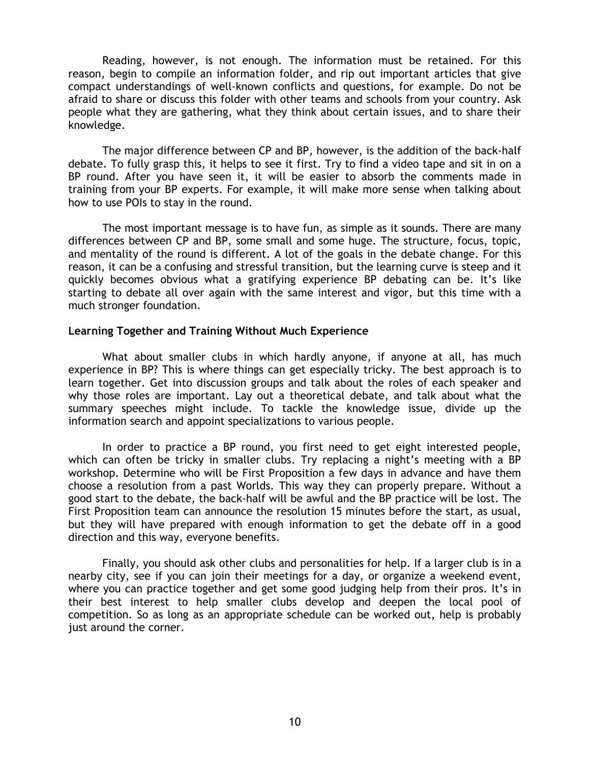Reading, however, is not enough. The information must be retained. For this reason, begin to compile an information folder, and rip out important articles that give compact understandings of well-known conflicts and questions, for example. Do not be afraid to share or discuss this folder with other teams and schools from your country. Ask people what they are gathering, what they think about certain issues, and to share their knowledge.

The major difference between CP and BP, however, is the addition of the back-half debate. To fully grasp this, it helps to see it first. Try to find a video tape and sit in on a BP round. After you have seen it, it will be easier to absorb the comments made in training from your BP experts. For example, it will make more sense when talking about how to use POIs to stay in the round.

The most important message is to have fun, as simple as it sounds. There are many differences between CP and BP, some small and some huge. The structure, focus, topic, and mentality of the round is different. A lot of the goals in the debate change. For this reason, it can be a confusing and stressful transition, but the learning curve is steep and it quickly becomes obvious what a gratifying experience BP debating can be. It's like starting to debate all over again with the same interest and vigor, but this time with a much stronger foundation.

**Learning Together and Training Without Much Experience**

What about smaller clubs in which hardly anyone, if anyone at all, has much experience in BP? This is where things can get especially tricky. The best approach is to learn together. Get into discussion groups and talk about the roles of each speaker and why those roles are important. Lay out a theoretical debate, and talk about what the summary speeches might include. To tackle the knowledge issue, divide up the information search and appoint specializations to various people.

In order to practice a BP round, you first need to get eight interested people, which can often be tricky in smaller clubs. Try replacing a night's meeting with a BP workshop. Determine who will be First Proposition a few days in advance and have them choose a resolution from a past Worlds. This way they can properly prepare. Without a good start to the debate, the back-half will be awful and the BP practice will be lost. The First Proposition team can announce the resolution 15 minutes before the start, as usual, but they will have prepared with enough information to get the debate off in a good direction and this way, everyone benefits.

Finally, you should ask other clubs and personalities for help. If a larger club is in a nearby city, see if you can join their meetings for a day, or organize a weekend event, where you can practice together and get some good judging help from their pros. It's in their best interest to help smaller clubs develop and deepen the local pool of competition. So as long as an appropriate schedule can be worked out, help is probably just around the corner.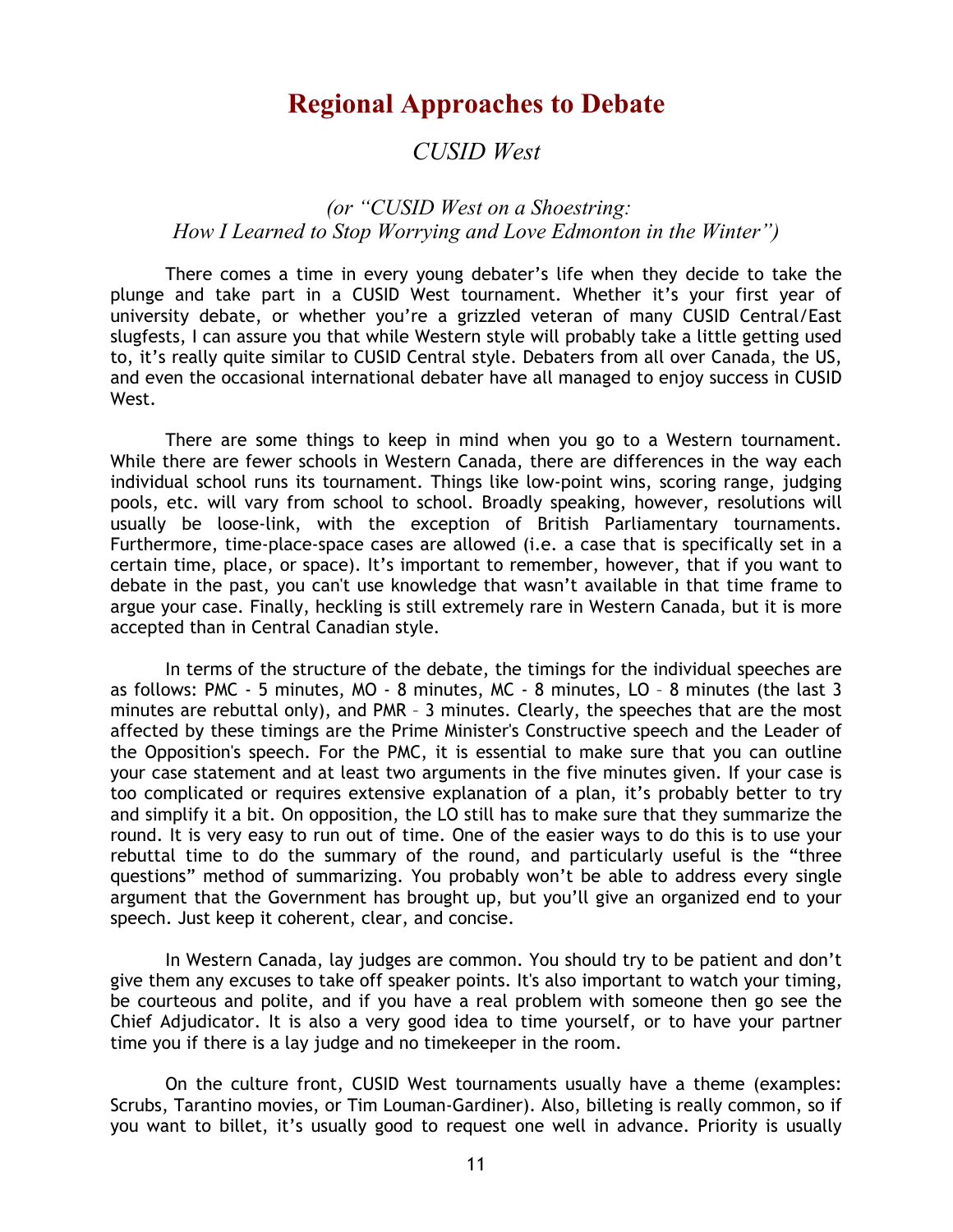# Regional Approaches to Debate

## *CUSID West*

### *(or "CUSID West on a Shoestring: How I Learned to Stop Worrying and Love Edmonton in the Winter")*

There comes a time in every young debater's life when they decide to take the plunge and take part in a CUSID West tournament. Whether it's your first year of university debate, or whether you're a grizzled veteran of many CUSID Central/East slugfests, I can assure you that while Western style will probably take a little getting used to, it's really quite similar to CUSID Central style. Debaters from all over Canada, the US, and even the occasional international debater have all managed to enjoy success in CUSID West.

There are some things to keep in mind when you go to a Western tournament. While there are fewer schools in Western Canada, there are differences in the way each individual school runs its tournament. Things like low-point wins, scoring range, judging pools, etc. will vary from school to school. Broadly speaking, however, resolutions will usually be loose-link, with the exception of British Parliamentary tournaments. Furthermore, time-place-space cases are allowed (i.e. a case that is specifically set in a certain time, place, or space). It's important to remember, however, that if you want to debate in the past, you can't use knowledge that wasn't available in that time frame to argue your case. Finally, heckling is still extremely rare in Western Canada, but it is more accepted than in Central Canadian style.

In terms of the structure of the debate, the timings for the individual speeches are as follows: PMC - 5 minutes, MO - 8 minutes, MC - 8 minutes, LO – 8 minutes (the last 3 minutes are rebuttal only), and PMR – 3 minutes. Clearly, the speeches that are the most affected by these timings are the Prime Minister's Constructive speech and the Leader of the Opposition's speech. For the PMC, it is essential to make sure that you can outline your case statement and at least two arguments in the five minutes given. If your case is too complicated or requires extensive explanation of a plan, it's probably better to try and simplify it a bit. On opposition, the LO still has to make sure that they summarize the round. It is very easy to run out of time. One of the easier ways to do this is to use your rebuttal time to do the summary of the round, and particularly useful is the "three questions" method of summarizing. You probably won't be able to address every single argument that the Government has brought up, but you'll give an organized end to your speech. Just keep it coherent, clear, and concise.

In Western Canada, lay judges are common. You should try to be patient and don't give them any excuses to take off speaker points. It's also important to watch your timing, be courteous and polite, and if you have a real problem with someone then go see the Chief Adjudicator. It is also a very good idea to time yourself, or to have your partner time you if there is a lay judge and no timekeeper in the room.

On the culture front, CUSID West tournaments usually have a theme (examples: Scrubs, Tarantino movies, or Tim Louman-Gardiner). Also, billeting is really common, so if you want to billet, it's usually good to request one well in advance. Priority is usually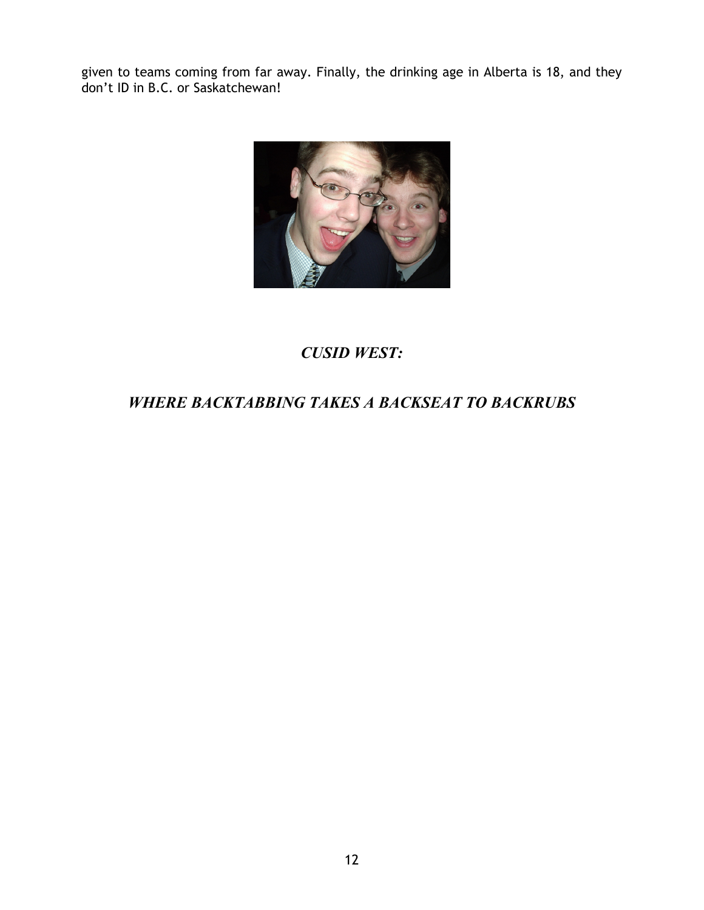given to teams coming from far away. Finally, the drinking age in Alberta is 18, and they don't ID in B.C. or Saskatchewan!

***CUSID WEST:***

***WHERE BACKTABBING TAKES A BACKSEAT TO BACKRUBS***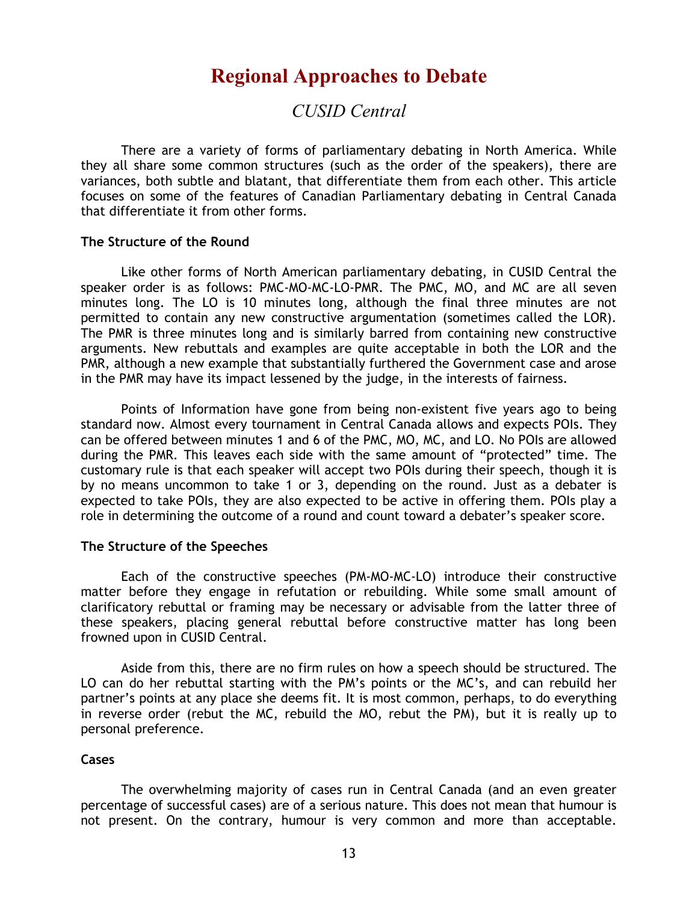# Regional Approaches to Debate

## *CUSID Central*

There are a variety of forms of parliamentary debating in North America. While they all share some common structures (such as the order of the speakers), there are variances, both subtle and blatant, that differentiate them from each other. This article focuses on some of the features of Canadian Parliamentary debating in Central Canada that differentiate it from other forms.

**The Structure of the Round**

Like other forms of North American parliamentary debating, in CUSID Central the speaker order is as follows: PMC-MO-MC-LO-PMR. The PMC, MO, and MC are all seven minutes long. The LO is 10 minutes long, although the final three minutes are not permitted to contain any new constructive argumentation (sometimes called the LOR). The PMR is three minutes long and is similarly barred from containing new constructive arguments. New rebuttals and examples are quite acceptable in both the LOR and the PMR, although a new example that substantially furthered the Government case and arose in the PMR may have its impact lessened by the judge, in the interests of fairness.

Points of Information have gone from being non-existent five years ago to being standard now. Almost every tournament in Central Canada allows and expects POIs. They can be offered between minutes 1 and 6 of the PMC, MO, MC, and LO. No POIs are allowed during the PMR. This leaves each side with the same amount of "protected" time. The customary rule is that each speaker will accept two POIs during their speech, though it is by no means uncommon to take 1 or 3, depending on the round. Just as a debater is expected to take POIs, they are also expected to be active in offering them. POIs play a role in determining the outcome of a round and count toward a debater's speaker score.

**The Structure of the Speeches**

Each of the constructive speeches (PM-MO-MC-LO) introduce their constructive matter before they engage in refutation or rebuilding. While some small amount of clarificatory rebuttal or framing may be necessary or advisable from the latter three of these speakers, placing general rebuttal before constructive matter has long been frowned upon in CUSID Central.

Aside from this, there are no firm rules on how a speech should be structured. The LO can do her rebuttal starting with the PM's points or the MC's, and can rebuild her partner's points at any place she deems fit. It is most common, perhaps, to do everything in reverse order (rebut the MC, rebuild the MO, rebut the PM), but it is really up to personal preference.

**Cases**

The overwhelming majority of cases run in Central Canada (and an even greater percentage of successful cases) are of a serious nature. This does not mean that humour is not present. On the contrary, humour is very common and more than acceptable.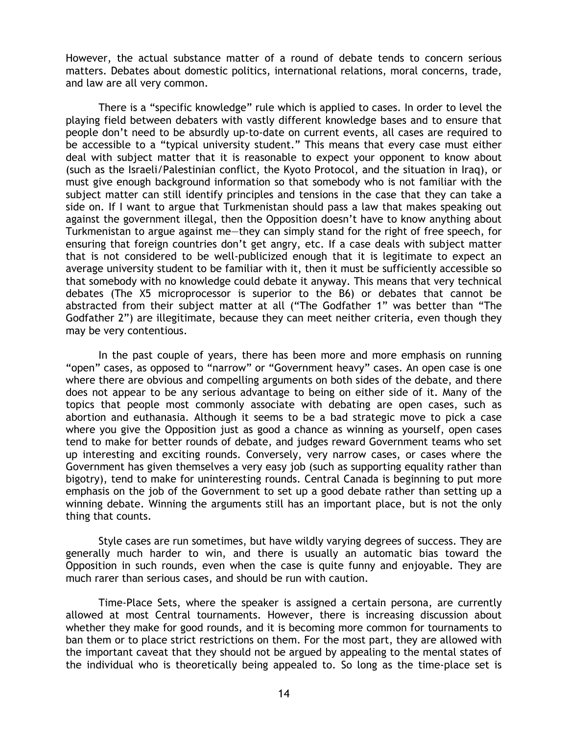However, the actual substance matter of a round of debate tends to concern serious matters. Debates about domestic politics, international relations, moral concerns, trade, and law are all very common.

There is a "specific knowledge" rule which is applied to cases. In order to level the playing field between debaters with vastly different knowledge bases and to ensure that people don't need to be absurdly up-to-date on current events, all cases are required to be accessible to a "typical university student." This means that every case must either deal with subject matter that it is reasonable to expect your opponent to know about (such as the Israeli/Palestinian conflict, the Kyoto Protocol, and the situation in Iraq), or must give enough background information so that somebody who is not familiar with the subject matter can still identify principles and tensions in the case that they can take a side on. If I want to argue that Turkmenistan should pass a law that makes speaking out against the government illegal, then the Opposition doesn't have to know anything about Turkmenistan to argue against me—they can simply stand for the right of free speech, for ensuring that foreign countries don't get angry, etc. If a case deals with subject matter that is not considered to be well-publicized enough that it is legitimate to expect an average university student to be familiar with it, then it must be sufficiently accessible so that somebody with no knowledge could debate it anyway. This means that very technical debates (The X5 microprocessor is superior to the B6) or debates that cannot be abstracted from their subject matter at all ("The Godfather 1" was better than "The Godfather 2") are illegitimate, because they can meet neither criteria, even though they may be very contentious.

In the past couple of years, there has been more and more emphasis on running "open" cases, as opposed to "narrow" or "Government heavy" cases. An open case is one where there are obvious and compelling arguments on both sides of the debate, and there does not appear to be any serious advantage to being on either side of it. Many of the topics that people most commonly associate with debating are open cases, such as abortion and euthanasia. Although it seems to be a bad strategic move to pick a case where you give the Opposition just as good a chance as winning as yourself, open cases tend to make for better rounds of debate, and judges reward Government teams who set up interesting and exciting rounds. Conversely, very narrow cases, or cases where the Government has given themselves a very easy job (such as supporting equality rather than bigotry), tend to make for uninteresting rounds. Central Canada is beginning to put more emphasis on the job of the Government to set up a good debate rather than setting up a winning debate. Winning the arguments still has an important place, but is not the only thing that counts.

Style cases are run sometimes, but have wildly varying degrees of success. They are generally much harder to win, and there is usually an automatic bias toward the Opposition in such rounds, even when the case is quite funny and enjoyable. They are much rarer than serious cases, and should be run with caution.

Time-Place Sets, where the speaker is assigned a certain persona, are currently allowed at most Central tournaments. However, there is increasing discussion about whether they make for good rounds, and it is becoming more common for tournaments to ban them or to place strict restrictions on them. For the most part, they are allowed with the important caveat that they should not be argued by appealing to the mental states of the individual who is theoretically being appealed to. So long as the time-place set is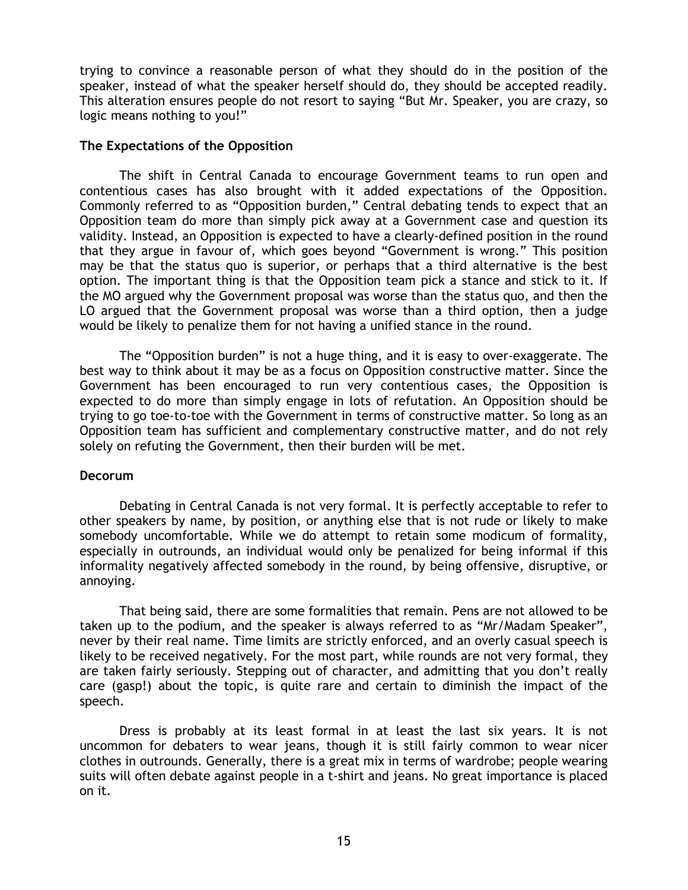trying to convince a reasonable person of what they should do in the position of the speaker, instead of what the speaker herself should do, they should be accepted readily. This alteration ensures people do not resort to saying "But Mr. Speaker, you are crazy, so logic means nothing to you!"

**The Expectations of the Opposition**

The shift in Central Canada to encourage Government teams to run open and contentious cases has also brought with it added expectations of the Opposition. Commonly referred to as "Opposition burden," Central debating tends to expect that an Opposition team do more than simply pick away at a Government case and question its validity. Instead, an Opposition is expected to have a clearly-defined position in the round that they argue in favour of, which goes beyond "Government is wrong." This position may be that the status quo is superior, or perhaps that a third alternative is the best option. The important thing is that the Opposition team pick a stance and stick to it. If the MO argued why the Government proposal was worse than the status quo, and then the LO argued that the Government proposal was worse than a third option, then a judge would be likely to penalize them for not having a unified stance in the round.

The "Opposition burden" is not a huge thing, and it is easy to over-exaggerate. The best way to think about it may be as a focus on Opposition constructive matter. Since the Government has been encouraged to run very contentious cases, the Opposition is expected to do more than simply engage in lots of refutation. An Opposition should be trying to go toe-to-toe with the Government in terms of constructive matter. So long as an Opposition team has sufficient and complementary constructive matter, and do not rely solely on refuting the Government, then their burden will be met.

**Decorum**

Debating in Central Canada is not very formal. It is perfectly acceptable to refer to other speakers by name, by position, or anything else that is not rude or likely to make somebody uncomfortable. While we do attempt to retain some modicum of formality, especially in outrounds, an individual would only be penalized for being informal if this informality negatively affected somebody in the round, by being offensive, disruptive, or annoying.

That being said, there are some formalities that remain. Pens are not allowed to be taken up to the podium, and the speaker is always referred to as "Mr/Madam Speaker", never by their real name. Time limits are strictly enforced, and an overly casual speech is likely to be received negatively. For the most part, while rounds are not very formal, they are taken fairly seriously. Stepping out of character, and admitting that you don't really care (gasp!) about the topic, is quite rare and certain to diminish the impact of the speech.

Dress is probably at its least formal in at least the last six years. It is not uncommon for debaters to wear jeans, though it is still fairly common to wear nicer clothes in outrounds. Generally, there is a great mix in terms of wardrobe; people wearing suits will often debate against people in a t-shirt and jeans. No great importance is placed on it.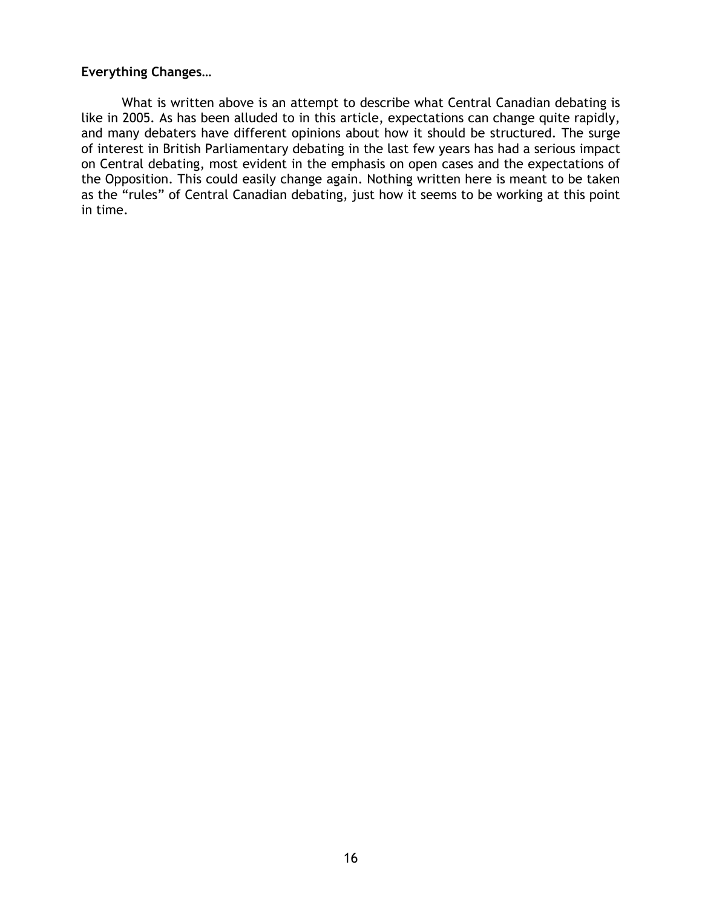**Everything Changes…**

What is written above is an attempt to describe what Central Canadian debating is like in 2005. As has been alluded to in this article, expectations can change quite rapidly, and many debaters have different opinions about how it should be structured. The surge of interest in British Parliamentary debating in the last few years has had a serious impact on Central debating, most evident in the emphasis on open cases and the expectations of the Opposition. This could easily change again. Nothing written here is meant to be taken as the "rules" of Central Canadian debating, just how it seems to be working at this point in time.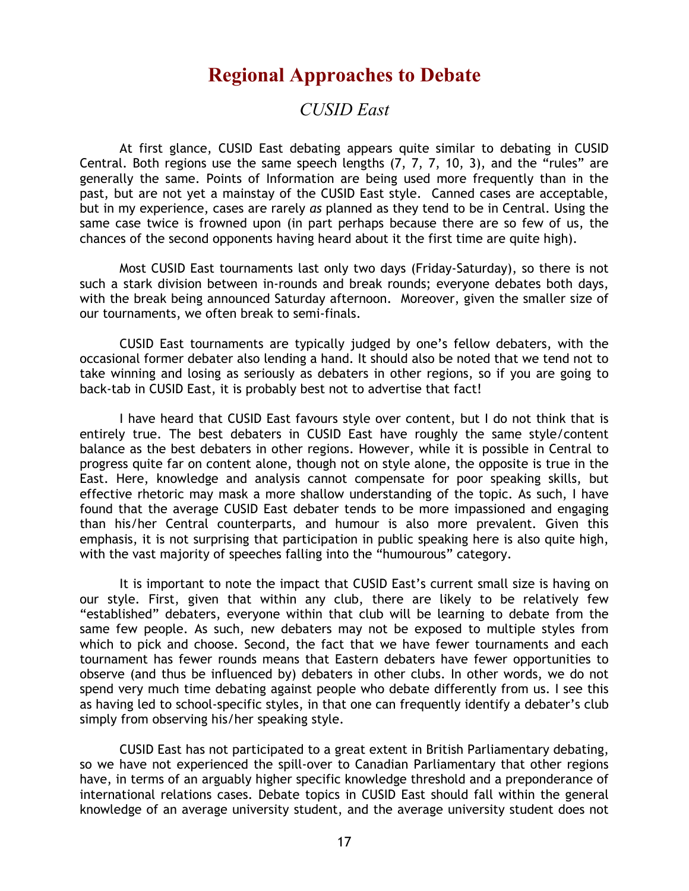# Regional Approaches to Debate

## *CUSID East*

At first glance, CUSID East debating appears quite similar to debating in CUSID Central. Both regions use the same speech lengths (7, 7, 7, 10, 3), and the "rules" are generally the same. Points of Information are being used more frequently than in the past, but are not yet a mainstay of the CUSID East style. Canned cases are acceptable, but in my experience, cases are rarely *as* planned as they tend to be in Central. Using the same case twice is frowned upon (in part perhaps because there are so few of us, the chances of the second opponents having heard about it the first time are quite high).

Most CUSID East tournaments last only two days (Friday-Saturday), so there is not such a stark division between in-rounds and break rounds; everyone debates both days, with the break being announced Saturday afternoon. Moreover, given the smaller size of our tournaments, we often break to semi-finals.

CUSID East tournaments are typically judged by one's fellow debaters, with the occasional former debater also lending a hand. It should also be noted that we tend not to take winning and losing as seriously as debaters in other regions, so if you are going to back-tab in CUSID East, it is probably best not to advertise that fact!

I have heard that CUSID East favours style over content, but I do not think that is entirely true. The best debaters in CUSID East have roughly the same style/content balance as the best debaters in other regions. However, while it is possible in Central to progress quite far on content alone, though not on style alone, the opposite is true in the East. Here, knowledge and analysis cannot compensate for poor speaking skills, but effective rhetoric may mask a more shallow understanding of the topic. As such, I have found that the average CUSID East debater tends to be more impassioned and engaging than his/her Central counterparts, and humour is also more prevalent. Given this emphasis, it is not surprising that participation in public speaking here is also quite high, with the vast majority of speeches falling into the "humourous" category.

It is important to note the impact that CUSID East's current small size is having on our style. First, given that within any club, there are likely to be relatively few "established" debaters, everyone within that club will be learning to debate from the same few people. As such, new debaters may not be exposed to multiple styles from which to pick and choose. Second, the fact that we have fewer tournaments and each tournament has fewer rounds means that Eastern debaters have fewer opportunities to observe (and thus be influenced by) debaters in other clubs. In other words, we do not spend very much time debating against people who debate differently from us. I see this as having led to school-specific styles, in that one can frequently identify a debater's club simply from observing his/her speaking style.

CUSID East has not participated to a great extent in British Parliamentary debating, so we have not experienced the spill-over to Canadian Parliamentary that other regions have, in terms of an arguably higher specific knowledge threshold and a preponderance of international relations cases. Debate topics in CUSID East should fall within the general knowledge of an average university student, and the average university student does not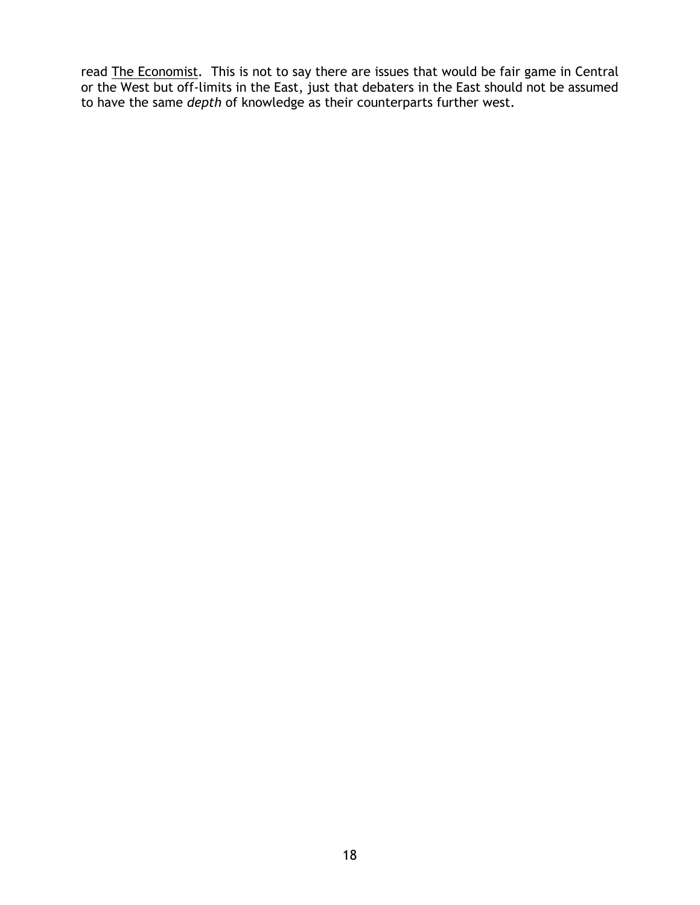read <u>The Economist</u>. This is not to say there are issues that would be fair game in Central or the West but off-limits in the East, just that debaters in the East should not be assumed to have the same *depth* of knowledge as their counterparts further west.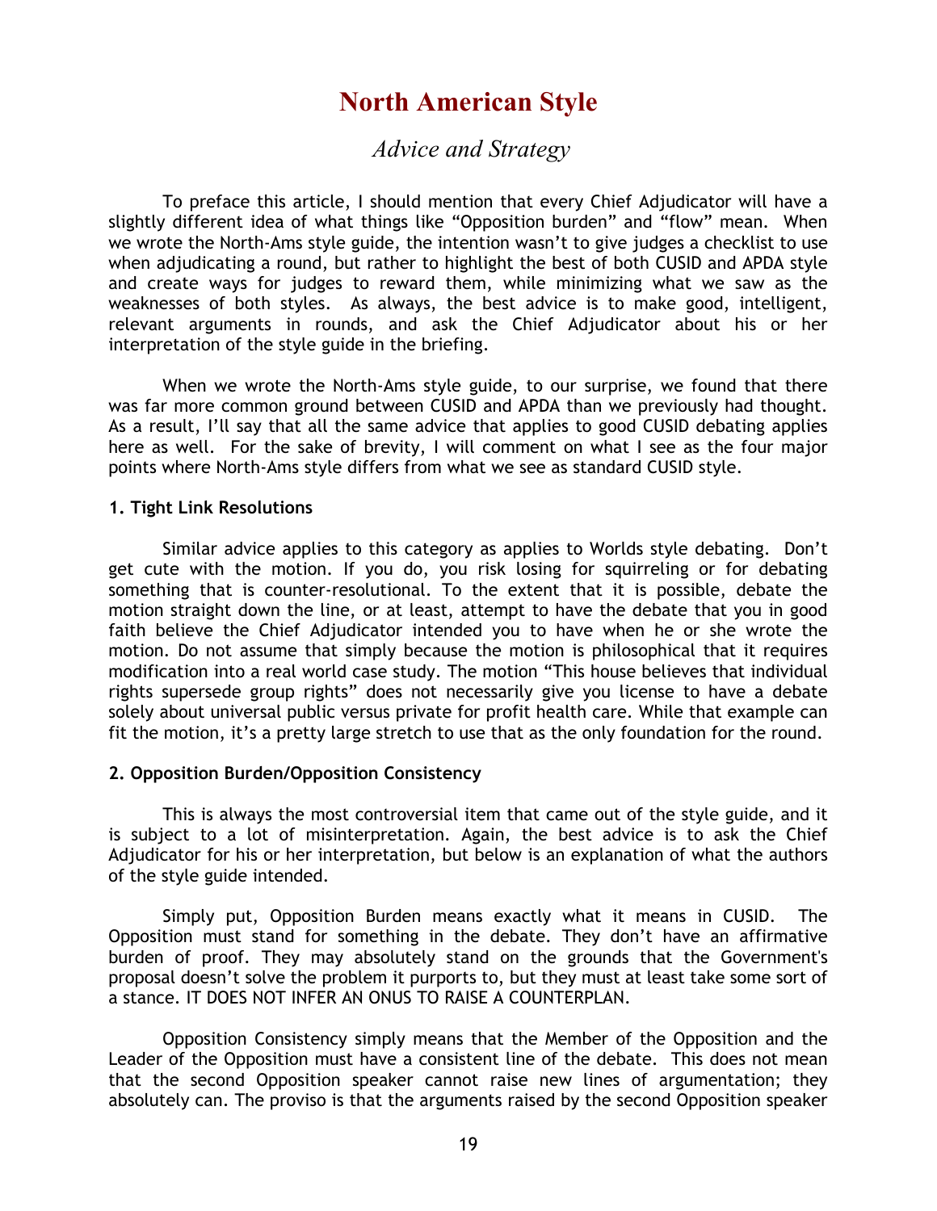# North American Style

## *Advice and Strategy*

To preface this article, I should mention that every Chief Adjudicator will have a slightly different idea of what things like "Opposition burden" and "flow" mean. When we wrote the North-Ams style guide, the intention wasn't to give judges a checklist to use when adjudicating a round, but rather to highlight the best of both CUSID and APDA style and create ways for judges to reward them, while minimizing what we saw as the weaknesses of both styles. As always, the best advice is to make good, intelligent, relevant arguments in rounds, and ask the Chief Adjudicator about his or her interpretation of the style guide in the briefing.

When we wrote the North-Ams style guide, to our surprise, we found that there was far more common ground between CUSID and APDA than we previously had thought. As a result, I'll say that all the same advice that applies to good CUSID debating applies here as well. For the sake of brevity, I will comment on what I see as the four major points where North-Ams style differs from what we see as standard CUSID style.

**1. Tight Link Resolutions**

Similar advice applies to this category as applies to Worlds style debating. Don't get cute with the motion. If you do, you risk losing for squirreling or for debating something that is counter-resolutional. To the extent that it is possible, debate the motion straight down the line, or at least, attempt to have the debate that you in good faith believe the Chief Adjudicator intended you to have when he or she wrote the motion. Do not assume that simply because the motion is philosophical that it requires modification into a real world case study. The motion "This house believes that individual rights supersede group rights" does not necessarily give you license to have a debate solely about universal public versus private for profit health care. While that example can fit the motion, it's a pretty large stretch to use that as the only foundation for the round.

**2. Opposition Burden/Opposition Consistency**

This is always the most controversial item that came out of the style guide, and it is subject to a lot of misinterpretation. Again, the best advice is to ask the Chief Adjudicator for his or her interpretation, but below is an explanation of what the authors of the style guide intended.

Simply put, Opposition Burden means exactly what it means in CUSID. The Opposition must stand for something in the debate. They don't have an affirmative burden of proof. They may absolutely stand on the grounds that the Government's proposal doesn't solve the problem it purports to, but they must at least take some sort of a stance. IT DOES NOT INFER AN ONUS TO RAISE A COUNTERPLAN.

Opposition Consistency simply means that the Member of the Opposition and the Leader of the Opposition must have a consistent line of the debate. This does not mean that the second Opposition speaker cannot raise new lines of argumentation; they absolutely can. The proviso is that the arguments raised by the second Opposition speaker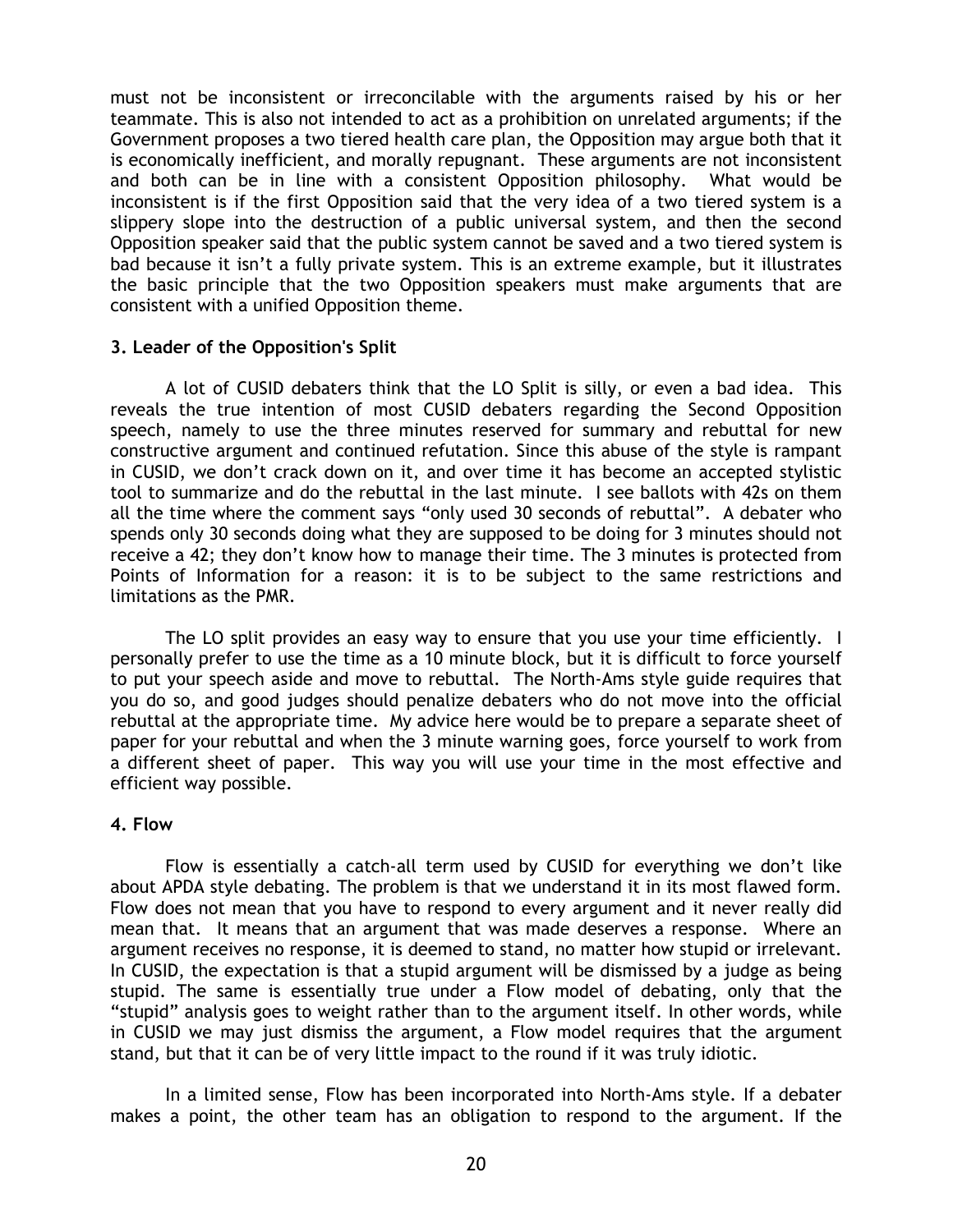must not be inconsistent or irreconcilable with the arguments raised by his or her teammate. This is also not intended to act as a prohibition on unrelated arguments; if the Government proposes a two tiered health care plan, the Opposition may argue both that it is economically inefficient, and morally repugnant. These arguments are not inconsistent and both can be in line with a consistent Opposition philosophy. What would be inconsistent is if the first Opposition said that the very idea of a two tiered system is a slippery slope into the destruction of a public universal system, and then the second Opposition speaker said that the public system cannot be saved and a two tiered system is bad because it isn't a fully private system. This is an extreme example, but it illustrates the basic principle that the two Opposition speakers must make arguments that are consistent with a unified Opposition theme.

### 3. Leader of the Opposition's Split

A lot of CUSID debaters think that the LO Split is silly, or even a bad idea. This reveals the true intention of most CUSID debaters regarding the Second Opposition speech, namely to use the three minutes reserved for summary and rebuttal for new constructive argument and continued refutation. Since this abuse of the style is rampant in CUSID, we don't crack down on it, and over time it has become an accepted stylistic tool to summarize and do the rebuttal in the last minute. I see ballots with 42s on them all the time where the comment says "only used 30 seconds of rebuttal". A debater who spends only 30 seconds doing what they are supposed to be doing for 3 minutes should not receive a 42; they don't know how to manage their time. The 3 minutes is protected from Points of Information for a reason: it is to be subject to the same restrictions and limitations as the PMR.

The LO split provides an easy way to ensure that you use your time efficiently. I personally prefer to use the time as a 10 minute block, but it is difficult to force yourself to put your speech aside and move to rebuttal. The North-Ams style guide requires that you do so, and good judges should penalize debaters who do not move into the official rebuttal at the appropriate time. My advice here would be to prepare a separate sheet of paper for your rebuttal and when the 3 minute warning goes, force yourself to work from a different sheet of paper. This way you will use your time in the most effective and efficient way possible.

### 4. Flow

Flow is essentially a catch-all term used by CUSID for everything we don't like about APDA style debating. The problem is that we understand it in its most flawed form. Flow does not mean that you have to respond to every argument and it never really did mean that. It means that an argument that was made deserves a response. Where an argument receives no response, it is deemed to stand, no matter how stupid or irrelevant. In CUSID, the expectation is that a stupid argument will be dismissed by a judge as being stupid. The same is essentially true under a Flow model of debating, only that the "stupid" analysis goes to weight rather than to the argument itself. In other words, while in CUSID we may just dismiss the argument, a Flow model requires that the argument stand, but that it can be of very little impact to the round if it was truly idiotic.

In a limited sense, Flow has been incorporated into North-Ams style. If a debater makes a point, the other team has an obligation to respond to the argument. If the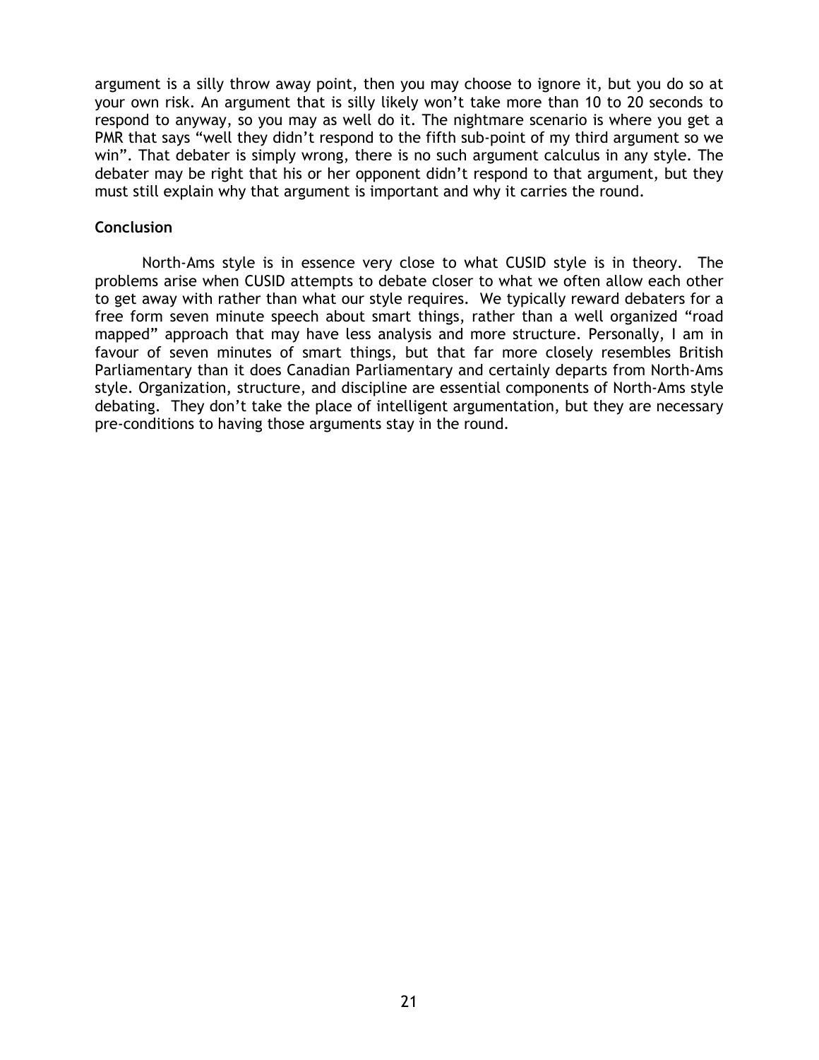argument is a silly throw away point, then you may choose to ignore it, but you do so at your own risk. An argument that is silly likely won't take more than 10 to 20 seconds to respond to anyway, so you may as well do it. The nightmare scenario is where you get a PMR that says "well they didn't respond to the fifth sub-point of my third argument so we win". That debater is simply wrong, there is no such argument calculus in any style. The debater may be right that his or her opponent didn't respond to that argument, but they must still explain why that argument is important and why it carries the round.

**Conclusion**

North-Ams style is in essence very close to what CUSID style is in theory. The problems arise when CUSID attempts to debate closer to what we often allow each other to get away with rather than what our style requires. We typically reward debaters for a free form seven minute speech about smart things, rather than a well organized "road mapped" approach that may have less analysis and more structure. Personally, I am in favour of seven minutes of smart things, but that far more closely resembles British Parliamentary than it does Canadian Parliamentary and certainly departs from North-Ams style. Organization, structure, and discipline are essential components of North-Ams style debating. They don't take the place of intelligent argumentation, but they are necessary pre-conditions to having those arguments stay in the round.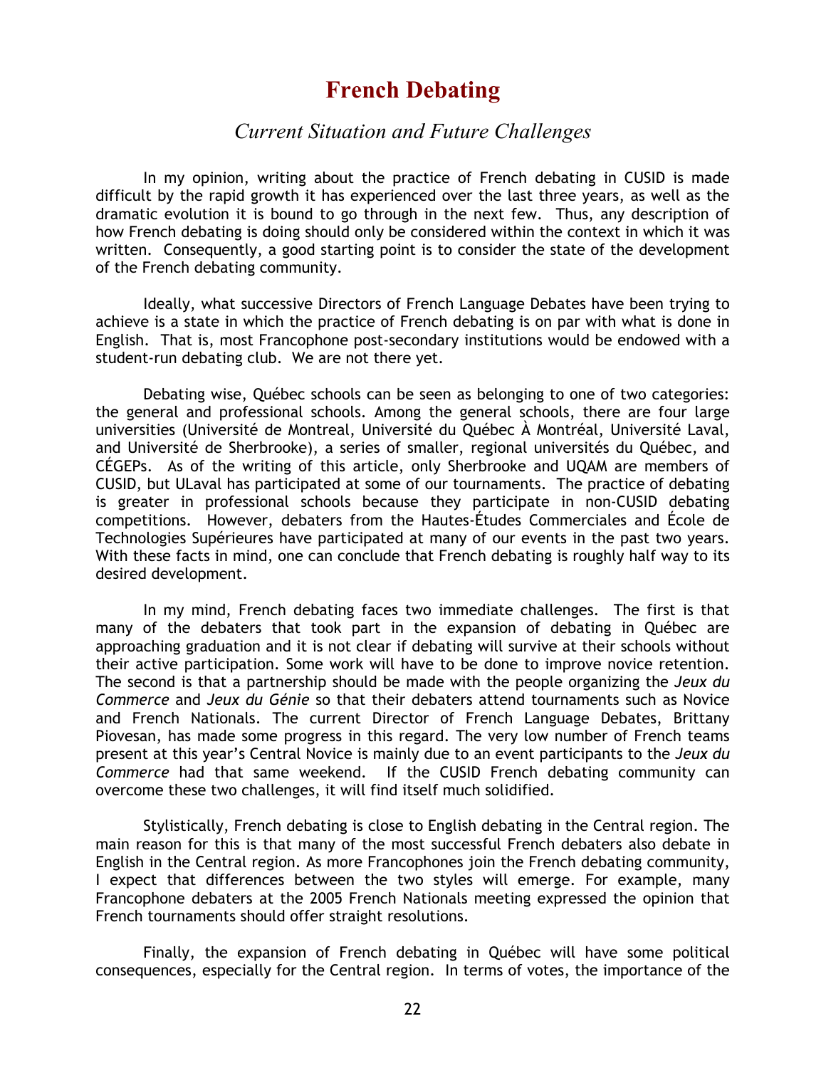# French Debating

## *Current Situation and Future Challenges*

In my opinion, writing about the practice of French debating in CUSID is made difficult by the rapid growth it has experienced over the last three years, as well as the dramatic evolution it is bound to go through in the next few. Thus, any description of how French debating is doing should only be considered within the context in which it was written. Consequently, a good starting point is to consider the state of the development of the French debating community.

Ideally, what successive Directors of French Language Debates have been trying to achieve is a state in which the practice of French debating is on par with what is done in English. That is, most Francophone post-secondary institutions would be endowed with a student-run debating club. We are not there yet.

Debating wise, Québec schools can be seen as belonging to one of two categories: the general and professional schools. Among the general schools, there are four large universities (Université de Montreal, Université du Québec À Montréal, Université Laval, and Université de Sherbrooke), a series of smaller, regional universités du Québec, and CÉGEPs. As of the writing of this article, only Sherbrooke and UQAM are members of CUSID, but ULaval has participated at some of our tournaments. The practice of debating is greater in professional schools because they participate in non-CUSID debating competitions. However, debaters from the Hautes-Études Commerciales and École de Technologies Supérieures have participated at many of our events in the past two years. With these facts in mind, one can conclude that French debating is roughly half way to its desired development.

In my mind, French debating faces two immediate challenges. The first is that many of the debaters that took part in the expansion of debating in Québec are approaching graduation and it is not clear if debating will survive at their schools without their active participation. Some work will have to be done to improve novice retention. The second is that a partnership should be made with the people organizing the *Jeux du Commerce* and *Jeux du Génie* so that their debaters attend tournaments such as Novice and French Nationals. The current Director of French Language Debates, Brittany Piovesan, has made some progress in this regard. The very low number of French teams present at this year's Central Novice is mainly due to an event participants to the *Jeux du Commerce* had that same weekend. If the CUSID French debating community can overcome these two challenges, it will find itself much solidified.

Stylistically, French debating is close to English debating in the Central region. The main reason for this is that many of the most successful French debaters also debate in English in the Central region. As more Francophones join the French debating community, I expect that differences between the two styles will emerge. For example, many Francophone debaters at the 2005 French Nationals meeting expressed the opinion that French tournaments should offer straight resolutions.

Finally, the expansion of French debating in Québec will have some political consequences, especially for the Central region. In terms of votes, the importance of the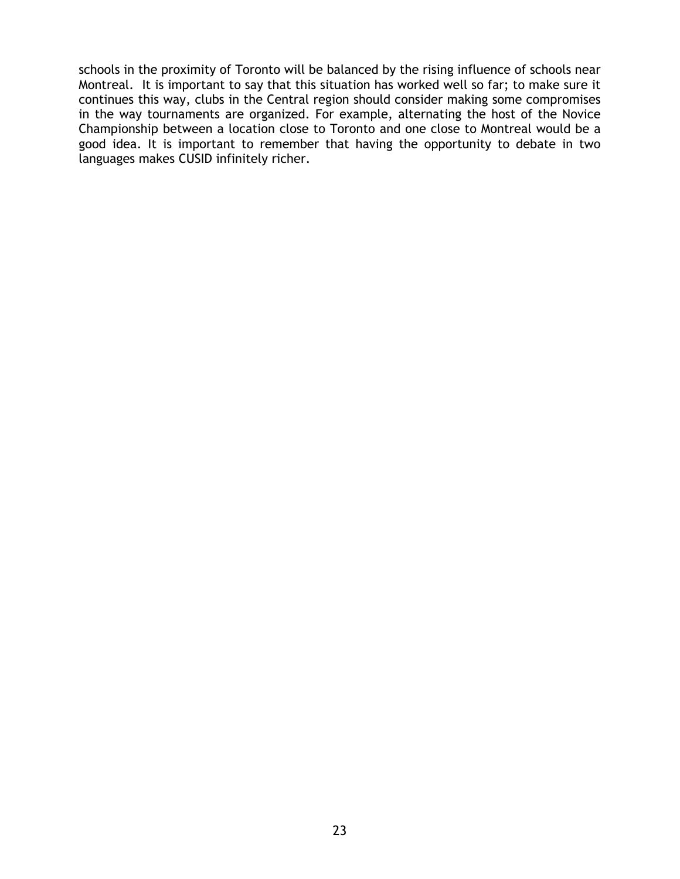schools in the proximity of Toronto will be balanced by the rising influence of schools near Montreal. It is important to say that this situation has worked well so far; to make sure it continues this way, clubs in the Central region should consider making some compromises in the way tournaments are organized. For example, alternating the host of the Novice Championship between a location close to Toronto and one close to Montreal would be a good idea. It is important to remember that having the opportunity to debate in two languages makes CUSID infinitely richer.